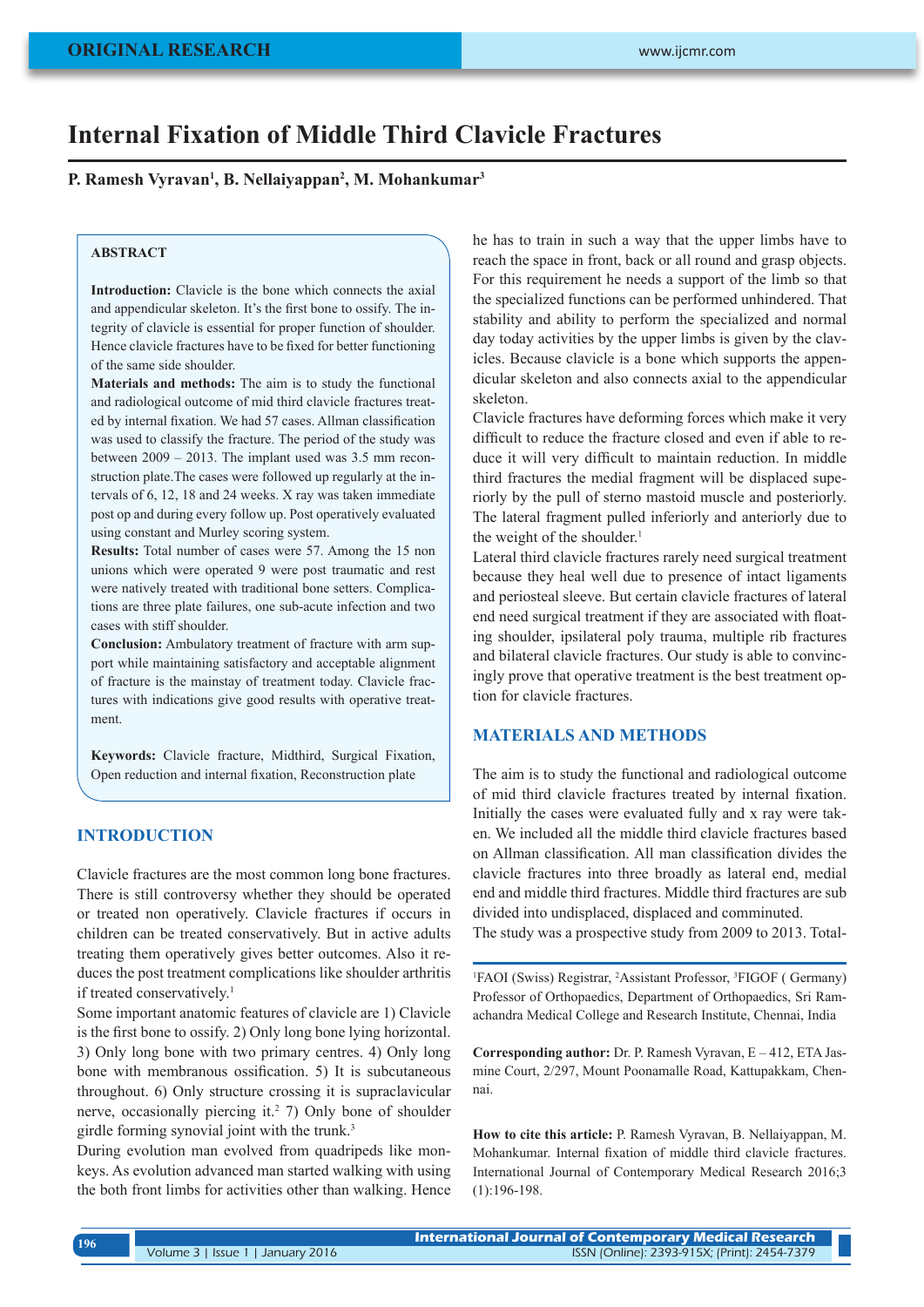# Internal Fixation of Middle Third Clavicle Fractures

**P. Ramesh Vyravan[1], B. Nellaiyappan[2], M. Mohankumar[3]**

## ABSTRACT

**Introduction:** Clavicle is the bone which connects the axial and appendicular skeleton. It's the first bone to ossify. The integrity of clavicle is essential for proper function of shoulder. Hence clavicle fractures have to be fixed for better functioning of the same side shoulder.
**Materials and methods:** The aim is to study the functional and radiological outcome of mid third clavicle fractures treated by internal fixation. We had 57 cases. Allman classification was used to classify the fracture. The period of the study was between 2009 – 2013. The implant used was 3.5 mm reconstruction plate.The cases were followed up regularly at the intervals of 6, 12, 18 and 24 weeks. X ray was taken immediate post op and during every follow up. Post operatively evaluated using constant and Murley scoring system.
**Results:** Total number of cases were 57. Among the 15 non unions which were operated 9 were post traumatic and rest were natively treated with traditional bone setters. Complications are three plate failures, one sub-acute infection and two cases with stiff shoulder.
**Conclusion:** Ambulatory treatment of fracture with arm support while maintaining satisfactory and acceptable alignment of fracture is the mainstay of treatment today. Clavicle fractures with indications give good results with operative treatment.

**Keywords:** Clavicle fracture, Midthird, Surgical Fixation, Open reduction and internal fixation, Reconstruction plate

## INTRODUCTION

Clavicle fractures are the most common long bone fractures. There is still controversy whether they should be operated or treated non operatively. Clavicle fractures if occurs in children can be treated conservatively. But in active adults treating them operatively gives better outcomes. Also it reduces the post treatment complications like shoulder arthritis if treated conservatively.[1]

Some important anatomic features of clavicle are 1) Clavicle is the first bone to ossify. 2) Only long bone lying horizontal. 3) Only long bone with two primary centres. 4) Only long bone with membranous ossification. 5) It is subcutaneous throughout. 6) Only structure crossing it is supraclavicular nerve, occasionally piercing it.[2] 7) Only bone of shoulder girdle forming synovial joint with the trunk.[3]

During evolution man evolved from quadripeds like monkeys. As evolution advanced man started walking with using the both front limbs for activities other than walking. Hence he has to train in such a way that the upper limbs have to reach the space in front, back or all round and grasp objects. For this requirement he needs a support of the limb so that the specialized functions can be performed unhindered. That stability and ability to perform the specialized and normal day today activities by the upper limbs is given by the clavicles. Because clavicle is a bone which supports the appendicular skeleton and also connects axial to the appendicular skeleton.

Clavicle fractures have deforming forces which make it very difficult to reduce the fracture closed and even if able to reduce it will very difficult to maintain reduction. In middle third fractures the medial fragment will be displaced superiorly by the pull of sterno mastoid muscle and posteriorly. The lateral fragment pulled inferiorly and anteriorly due to the weight of the shoulder.[1]

Lateral third clavicle fractures rarely need surgical treatment because they heal well due to presence of intact ligaments and periosteal sleeve. But certain clavicle fractures of lateral end need surgical treatment if they are associated with floating shoulder, ipsilateral poly trauma, multiple rib fractures and bilateral clavicle fractures. Our study is able to convincingly prove that operative treatment is the best treatment option for clavicle fractures.

## MATERIALS AND METHODS

The aim is to study the functional and radiological outcome of mid third clavicle fractures treated by internal fixation. Initially the cases were evaluated fully and x ray were taken. We included all the middle third clavicle fractures based on Allman classification. All man classification divides the clavicle fractures into three broadly as lateral end, medial end and middle third fractures. Middle third fractures are sub divided into undisplaced, displaced and comminuted.

The study was a prospective study from 2009 to 2013. Total-

[1]FAOI (Swiss) Registrar, [2]Assistant Professor, [3]FIGOF ( Germany) Professor of Orthopaedics, Department of Orthopaedics, Sri Ramachandra Medical College and Research Institute, Chennai, India

**Corresponding author:** Dr. P. Ramesh Vyravan, E – 412, ETA Jasmine Court, 2/297, Mount Poonamalle Road, Kattupakkam, Chennai.

**How to cite this article:** P. Ramesh Vyravan, B. Nellaiyappan, M. Mohankumar. Internal fixation of middle third clavicle fractures. International Journal of Contemporary Medical Research 2016;3 (1):196-198.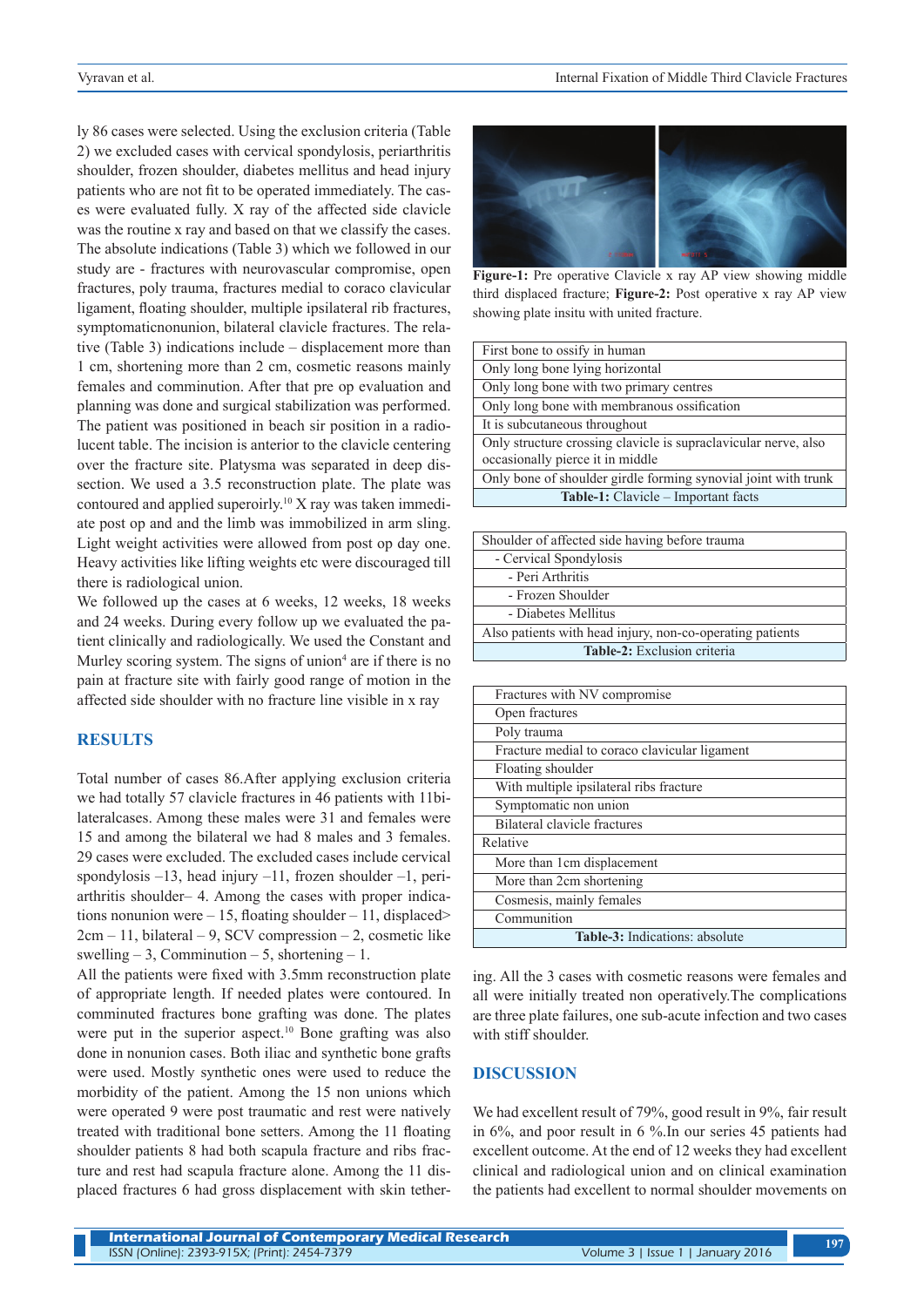ly 86 cases were selected. Using the exclusion criteria (Table 2) we excluded cases with cervical spondylosis, periarthritis shoulder, frozen shoulder, diabetes mellitus and head injury patients who are not fit to be operated immediately. The cases were evaluated fully. X ray of the affected side clavicle was the routine x ray and based on that we classify the cases. The absolute indications (Table 3) which we followed in our study are - fractures with neurovascular compromise, open fractures, poly trauma, fractures medial to coraco clavicular ligament, floating shoulder, multiple ipsilateral rib fractures, symptomaticnonunion, bilateral clavicle fractures. The relative (Table 3) indications include – displacement more than 1 cm, shortening more than 2 cm, cosmetic reasons mainly females and communition. After that pre op evaluation and planning was done and surgical stabilization was performed. The patient was positioned in beach sir position in a radiolucent table. The incision is anterior to the clavicle centering over the fracture site. Platysma was separated in deep dissection. We used a 3.5 reconstruction plate. The plate was contoured and applied superoirly.[10] X ray was taken immediate post op and and the limb was immobilized in arm sling. Light weight activities were allowed from post op day one. Heavy activities like lifting weights etc were discouraged till there is radiological union.

We followed up the cases at 6 weeks, 12 weeks, 18 weeks and 24 weeks. During every follow up we evaluated the patient clinically and radiologically. We used the Constant and Murley scoring system. The signs of union[4] are if there is no pain at fracture site with fairly good range of motion in the affected side shoulder with no fracture line visible in x ray

## RESULTS

Total number of cases 86.After applying exclusion criteria we had totally 57 clavicle fractures in 46 patients with 11bilateralcases. Among these males were 31 and females were 15 and among the bilateral we had 8 males and 3 females. 29 cases were excluded. The excluded cases include cervical spondylosis –13, head injury –11, frozen shoulder –1, periarthritis shoulder– 4. Among the cases with proper indications nonunion were – 15, floating shoulder – 11, displaced> 2cm – 11, bilateral – 9, SCV compression – 2, cosmetic like swelling – 3, Comminution – 5, shortening – 1.

All the patients were fixed with 3.5mm reconstruction plate of appropriate length. If needed plates were contoured. In comminuted fractures bone grafting was done. The plates were put in the superior aspect.[10] Bone grafting was also done in nonunion cases. Both iliac and synthetic bone grafts were used. Mostly synthetic ones were used to reduce the morbidity of the patient. Among the 15 non unions which were operated 9 were post traumatic and rest were natively treated with traditional bone setters. Among the 11 floating shoulder patients 8 had both scapula fracture and ribs fracture and rest had scapula fracture alone. Among the 11 displaced fractures 6 had gross displacement with skin tethering. All the 3 cases with cosmetic reasons were females and all were initially treated non operatively.The complications are three plate failures, one sub-acute infection and two cases with stiff shoulder.

**Figure-1:** Pre operative Clavicle x ray AP view showing middle third displaced fracture; **Figure-2:** Post operative x ray AP view showing plate insitu with united fracture.

| First bone to ossify in human |
|---|
| Only long bone lying horizontal |
| Only long bone with two primary centres |
| Only long bone with membranous ossification |
| It is subcutaneous throughout |
| Only structure crossing clavicle is supraclavicular nerve, also occasionally pierce it in middle |
| Only bone of shoulder girdle forming synovial joint with trunk |

**Table-1:** Clavicle – Important facts

| Shoulder of affected side having before trauma |
|---|
| - Cervical Spondylosis |
| - Peri Arthritis |
| - Frozen Shoulder |
| - Diabetes Mellitus |
| Also patients with head injury, non-co-operating patients |

**Table-2:** Exclusion criteria

| Fractures with NV compromise |
|---|
| Open fractures |
| Poly trauma |
| Fracture medial to coraco clavicular ligament |
| Floating shoulder |
| With multiple ipsilateral ribs fracture |
| Symptomatic non union |
| Bilateral clavicle fractures |
| Relative |
| More than 1cm displacement |
| More than 2cm shortening |
| Cosmesis, mainly females |
| Communtion |

**Table-3:** Indications: absolute

## DISCUSSION

We had excellent result of 79%, good result in 9%, fair result in 6%, and poor result in 6 %.In our series 45 patients had excellent outcome. At the end of 12 weeks they had excellent clinical and radiological union and on clinical examination the patients had excellent to normal shoulder movements on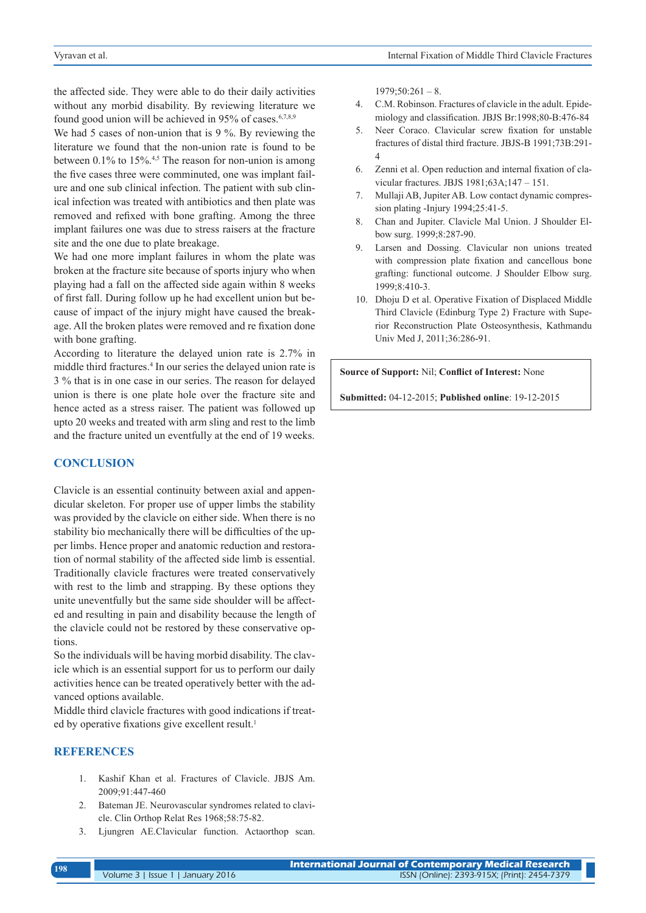the affected side. They were able to do their daily activities without any morbid disability. By reviewing literature we found good union will be achieved in 95% of cases.[6,7,8,9]

We had 5 cases of non-union that is 9 %. By reviewing the literature we found that the non-union rate is found to be between 0.1% to 15%.[4,5] The reason for non-union is among the five cases three were comminuted, one was implant failure and one sub clinical infection. The patient with sub clinical infection was treated with antibiotics and then plate was removed and refixed with bone grafting. Among the three implant failures one was due to stress raisers at the fracture site and the one due to plate breakage.

We had one more implant failures in whom the plate was broken at the fracture site because of sports injury who when playing had a fall on the affected side again within 8 weeks of first fall. During follow up he had excellent union but because of impact of the injury might have caused the breakage. All the broken plates were removed and re fixation done with bone grafting.

According to literature the delayed union rate is 2.7% in middle third fractures.[4] In our series the delayed union rate is 3 % that is in one case in our series. The reason for delayed union is there is one plate hole over the fracture site and hence acted as a stress raiser. The patient was followed up upto 20 weeks and treated with arm sling and rest to the limb and the fracture united un eventfully at the end of 19 weeks.

## CONCLUSION

Clavicle is an essential continuity between axial and appendicular skeleton. For proper use of upper limbs the stability was provided by the clavicle on either side. When there is no stability bio mechanically there will be difficulties of the upper limbs. Hence proper and anatomic reduction and restoration of normal stability of the affected side limb is essential. Traditionally clavicle fractures were treated conservatively with rest to the limb and strapping. By these options they unite uneventfully but the same side shoulder will be affected and resulting in pain and disability because the length of the clavicle could not be restored by these conservative options.

So the individuals will be having morbid disability. The clavicle which is an essential support for us to perform our daily activities hence can be treated operatively better with the advanced options available.

Middle third clavicle fractures with good indications if treated by operative fixations give excellent result.[1]

## REFERENCES

1. Kashif Khan et al. Fractures of Clavicle. JBJS Am. 2009;91:447-460
2. Bateman JE. Neurovascular syndromes related to clavicle. Clin Orthop Relat Res 1968;58:75-82.
3. Ljungren AE.Clavicular function. Actaorthop scan. 1979;50:261 – 8.
4. C.M. Robinson. Fractures of clavicle in the adult. Epidemiology and classification. JBJS Br:1998;80-B:476-84
5. Neer Coraco. Clavicular screw fixation for unstable fractures of distal third fracture. JBJS-B 1991;73B:291-4
6. Zenni et al. Open reduction and internal fixation of clavicular fractures. JBJS 1981;63A;147 – 151.
7. Mullaji AB, Jupiter AB. Low contact dynamic compression plating -Injury 1994;25:41-5.
8. Chan and Jupiter. Clavicle Mal Union. J Shoulder Elbow surg. 1999;8:287-90.
9. Larsen and Dossing. Clavicular non unions treated with compression plate fixation and cancellous bone grafting: functional outcome. J Shoulder Elbow surg. 1999;8:410-3.
10. Dhoju D et al. Operative Fixation of Displaced Middle Third Clavicle (Edinburg Type 2) Fracture with Superior Reconstruction Plate Osteosynthesis, Kathmandu Univ Med J, 2011;36:286-91.

**Source of Support:** Nil; **Conflict of Interest:** None

**Submitted:** 04-12-2015; **Published online**: 19-12-2015